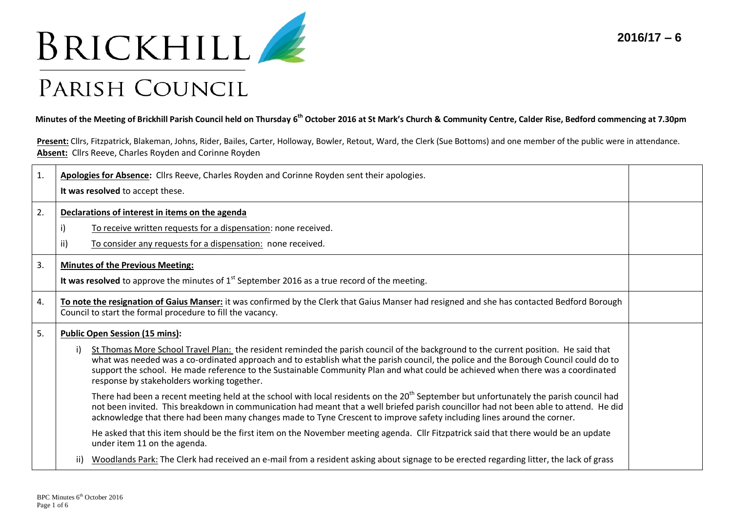# BRICKHILL PARISH COUNCIL

**2016/17 – 6**

**Minutes of the Meeting of Brickhill Parish Council held on Thursday 6th October 2016 at St Mark's Church & Community Centre, Calder Rise, Bedford commencing at 7.30pm**

**Present:** Cllrs, Fitzpatrick, Blakeman, Johns, Rider, Bailes, Carter, Holloway, Bowler, Retout, Ward, the Clerk (Sue Bottoms) and one member of the public were in attendance.
**Absent:** Cllrs Reeve, Charles Royden and Corinne Royden

| | | |
|---|---|---|
| 1. | **Apologies for Absence:** Cllrs Reeve, Charles Royden and Corinne Royden sent their apologies.<br><br>**It was resolved** to accept these. | |
| 2. | **Declarations of interest in items on the agenda**<br><br>i) To receive written requests for a dispensation: none received.<br><br>ii) To consider any requests for a dispensation: none received. | |
| 3. | **Minutes of the Previous Meeting:**<br><br>**It was resolved** to approve the minutes of 1st September 2016 as a true record of the meeting. | |
| 4. | **To note the resignation of Gaius Manser:** it was confirmed by the Clerk that Gaius Manser had resigned and she has contacted Bedford Borough Council to start the formal procedure to fill the vacancy. | |
| 5. | **Public Open Session (15 mins):**<br><br>i) St Thomas More School Travel Plan: the resident reminded the parish council of the background to the current position. He said that what was needed was a co-ordinated approach and to establish what the parish council, the police and the Borough Council could do to support the school. He made reference to the Sustainable Community Plan and what could be achieved when there was a coordinated response by stakeholders working together.<br><br>There had been a recent meeting held at the school with local residents on the 20th September but unfortunately the parish council had not been invited. This breakdown in communication had meant that a well briefed parish councillor had not been able to attend. He did acknowledge that there had been many changes made to Tyne Crescent to improve safety including lines around the corner.<br><br>He asked that this item should be the first item on the November meeting agenda. Cllr Fitzpatrick said that there would be an update under item 11 on the agenda.<br><br>ii) Woodlands Park: The Clerk had received an e-mail from a resident asking about signage to be erected regarding litter, the lack of grass | |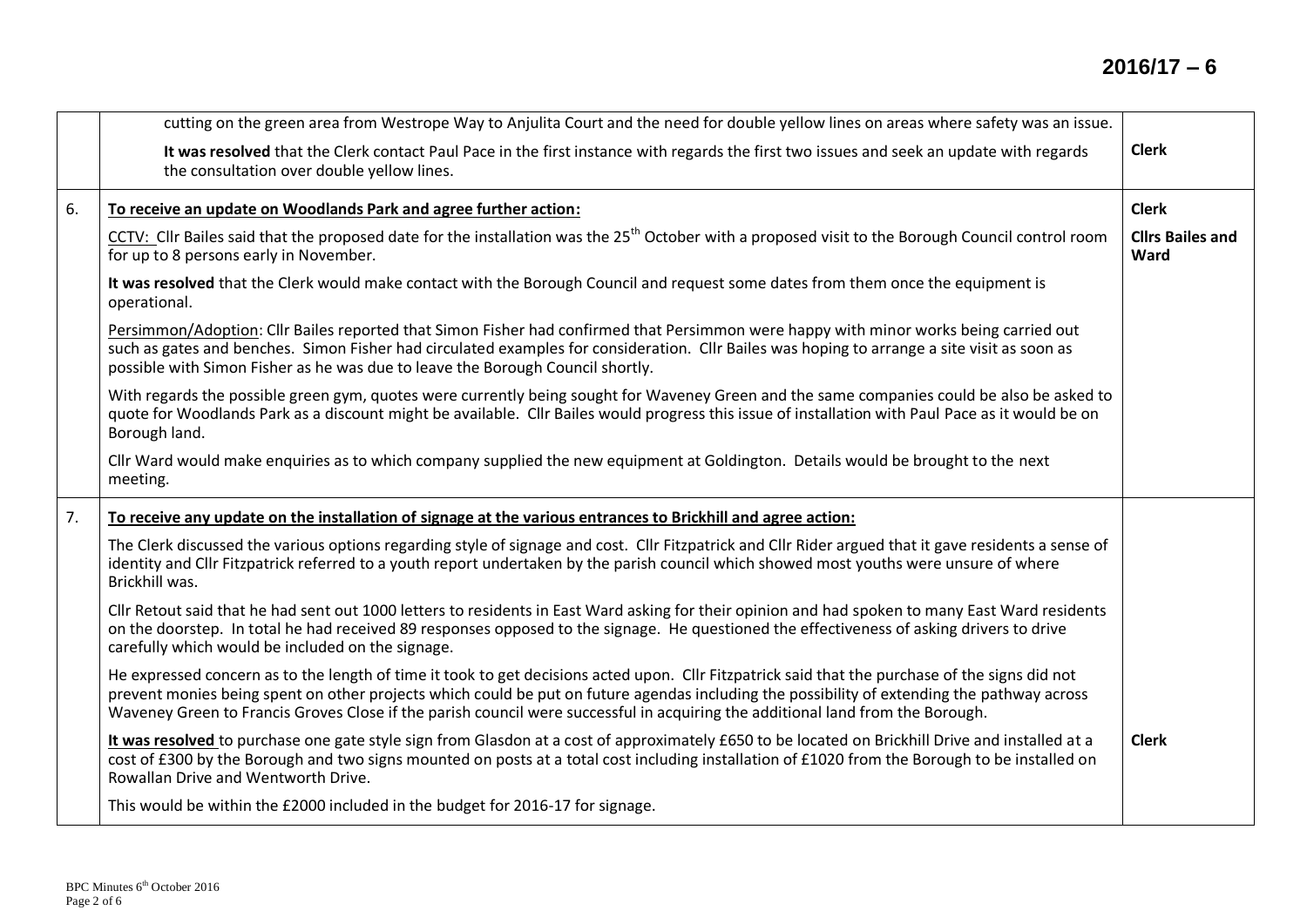| | | |
|---|---|---|
| | cutting on the green area from Westrope Way to Anjulita Court and the need for double yellow lines on areas where safety was an issue.<br><br>**It was resolved** that the Clerk contact Paul Pace in the first instance with regards the first two issues and seek an update with regards the consultation over double yellow lines. | **Clerk** |
| 6. | **To receive an update on Woodlands Park and agree further action:**<br><br>CCTV: Cllr Bailes said that the proposed date for the installation was the 25th October with a proposed visit to the Borough Council control room for up to 8 persons early in November.<br><br>**It was resolved** that the Clerk would make contact with the Borough Council and request some dates from them once the equipment is operational.<br><br>Persimmon/Adoption: Cllr Bailes reported that Simon Fisher had confirmed that Persimmon were happy with minor works being carried out such as gates and benches. Simon Fisher had circulated examples for consideration. Cllr Bailes was hoping to arrange a site visit as soon as possible with Simon Fisher as he was due to leave the Borough Council shortly.<br><br>With regards the possible green gym, quotes were currently being sought for Waveney Green and the same companies could be also be asked to quote for Woodlands Park as a discount might be available. Cllr Bailes would progress this issue of installation with Paul Pace as it would be on Borough land.<br><br>Cllr Ward would make enquiries as to which company supplied the new equipment at Goldington. Details would be brought to the next meeting. | **Clerk**<br><br>**Cllrs Bailes and Ward** |
| 7. | **To receive any update on the installation of signage at the various entrances to Brickhill and agree action:**<br><br>The Clerk discussed the various options regarding style of signage and cost. Cllr Fitzpatrick and Cllr Rider argued that it gave residents a sense of identity and Cllr Fitzpatrick referred to a youth report undertaken by the parish council which showed most youths were unsure of where Brickhill was.<br><br>Cllr Retout said that he had sent out 1000 letters to residents in East Ward asking for their opinion and had spoken to many East Ward residents on the doorstep. In total he had received 89 responses opposed to the signage. He questioned the effectiveness of asking drivers to drive carefully which would be included on the signage.<br><br>He expressed concern as to the length of time it took to get decisions acted upon. Cllr Fitzpatrick said that the purchase of the signs did not prevent monies being spent on other projects which could be put on future agendas including the possibility of extending the pathway across Waveney Green to Francis Groves Close if the parish council were successful in acquiring the additional land from the Borough.<br><br>**It was resolved** to purchase one gate style sign from Glasdon at a cost of approximately £650 to be located on Brickhill Drive and installed at a cost of £300 by the Borough and two signs mounted on posts at a total cost including installation of £1020 from the Borough to be installed on Rowallan Drive and Wentworth Drive.<br><br>This would be within the £2000 included in the budget for 2016-17 for signage. | **Clerk** |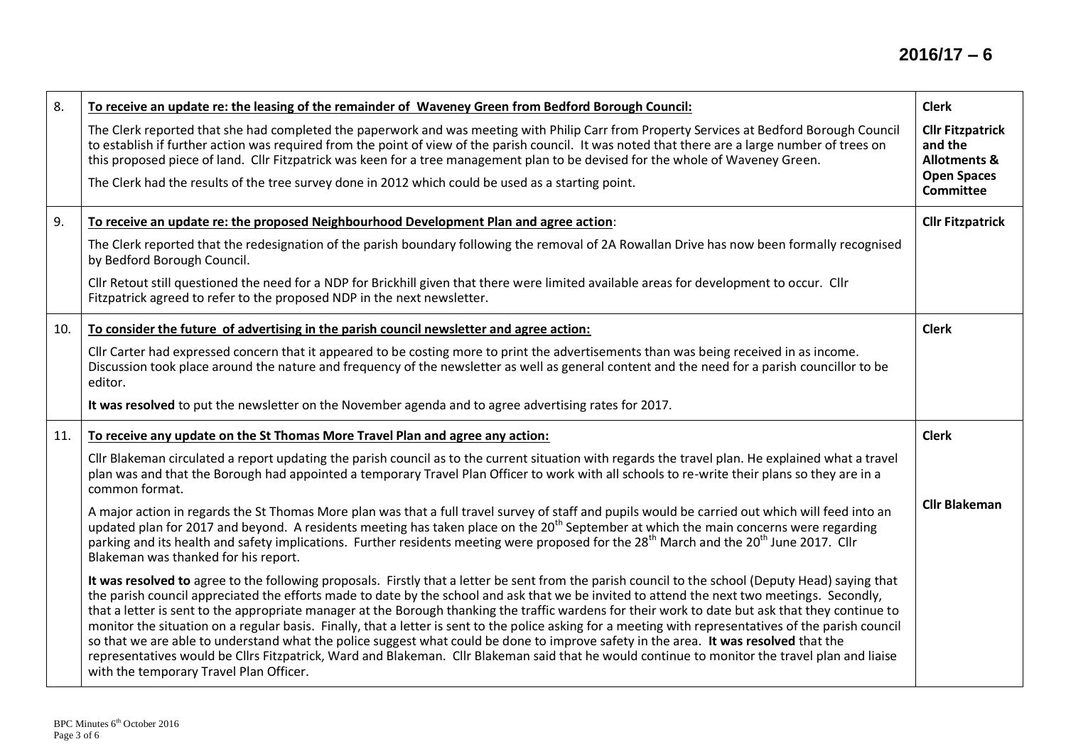| | | |
|---|---|---|
| 8. | **To receive an update re: the leasing of the remainder of Waveney Green from Bedford Borough Council:**<br><br>The Clerk reported that she had completed the paperwork and was meeting with Philip Carr from Property Services at Bedford Borough Council to establish if further action was required from the point of view of the parish council. It was noted that there are a large number of trees on this proposed piece of land. Cllr Fitzpatrick was keen for a tree management plan to be devised for the whole of Waveney Green.<br><br>The Clerk had the results of the tree survey done in 2012 which could be used as a starting point. | **Clerk**<br><br>**Cllr Fitzpatrick and the Allotments & Open Spaces Committee** |
| 9. | **To receive an update re: the proposed Neighbourhood Development Plan and agree action:**<br><br>The Clerk reported that the redesignation of the parish boundary following the removal of 2A Rowallan Drive has now been formally recognised by Bedford Borough Council.<br><br>Cllr Retout still questioned the need for a NDP for Brickhill given that there were limited available areas for development to occur. Cllr Fitzpatrick agreed to refer to the proposed NDP in the next newsletter. | **Cllr Fitzpatrick** |
| 10. | **To consider the future of advertising in the parish council newsletter and agree action:**<br><br>Cllr Carter had expressed concern that it appeared to be costing more to print the advertisements than was being received in as income. Discussion took place around the nature and frequency of the newsletter as well as general content and the need for a parish councillor to be editor.<br><br>**It was resolved** to put the newsletter on the November agenda and to agree advertising rates for 2017. | **Clerk** |
| 11. | **To receive any update on the St Thomas More Travel Plan and agree any action:**<br><br>Cllr Blakeman circulated a report updating the parish council as to the current situation with regards the travel plan. He explained what a travel plan was and that the Borough had appointed a temporary Travel Plan Officer to work with all schools to re-write their plans so they are in a common format.<br><br>A major action in regards the St Thomas More plan was that a full travel survey of staff and pupils would be carried out which will feed into an updated plan for 2017 and beyond. A residents meeting has taken place on the 20th September at which the main concerns were regarding parking and its health and safety implications. Further residents meeting were proposed for the 28th March and the 20th June 2017. Cllr Blakeman was thanked for his report.<br><br>**It was resolved to** agree to the following proposals. Firstly that a letter be sent from the parish council to the school (Deputy Head) saying that the parish council appreciated the efforts made to date by the school and ask that we be invited to attend the next two meetings. Secondly, that a letter is sent to the appropriate manager at the Borough thanking the traffic wardens for their work to date but ask that they continue to monitor the situation on a regular basis. Finally, that a letter is sent to the police asking for a meeting with representatives of the parish council so that we are able to understand what the police suggest what could be done to improve safety in the area. **It was resolved** that the representatives would be Cllrs Fitzpatrick, Ward and Blakeman. Cllr Blakeman said that he would continue to monitor the travel plan and liaise with the temporary Travel Plan Officer. | **Clerk**<br><br>**Cllr Blakeman** |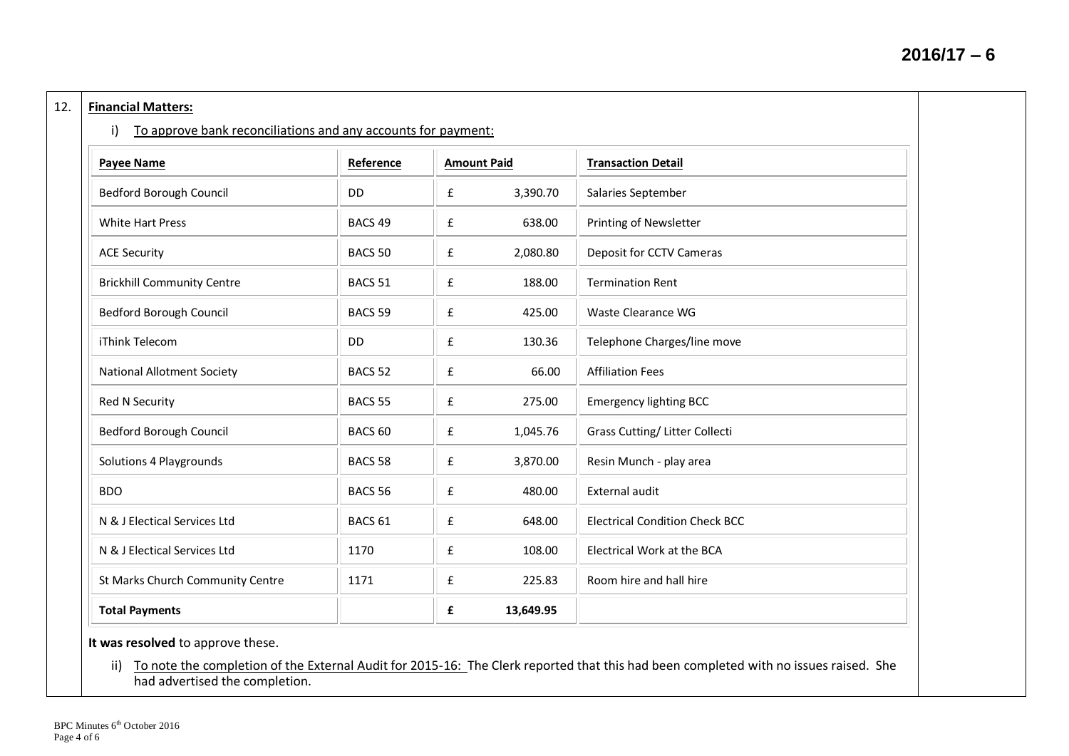12. **Financial Matters:**

i) To approve bank reconciliations and any accounts for payment:

| **Payee Name** | **Reference** | **Amount Paid** | **Transaction Detail** |
|---|---|---|---|
| Bedford Borough Council | DD | £ 3,390.70 | Salaries September |
| White Hart Press | BACS 49 | £ 638.00 | Printing of Newsletter |
| ACE Security | BACS 50 | £ 2,080.80 | Deposit for CCTV Cameras |
| Brickhill Community Centre | BACS 51 | £ 188.00 | Termination Rent |
| Bedford Borough Council | BACS 59 | £ 425.00 | Waste Clearance WG |
| iThink Telecom | DD | £ 130.36 | Telephone Charges/line move |
| National Allotment Society | BACS 52 | £ 66.00 | Affiliation Fees |
| Red N Security | BACS 55 | £ 275.00 | Emergency lighting BCC |
| Bedford Borough Council | BACS 60 | £ 1,045.76 | Grass Cutting/ Litter Collecti |
| Solutions 4 Playgrounds | BACS 58 | £ 3,870.00 | Resin Munch - play area |
| BDO | BACS 56 | £ 480.00 | External audit |
| N & J Electical Services Ltd | BACS 61 | £ 648.00 | Electrical Condition Check BCC |
| N & J Electical Services Ltd | 1170 | £ 108.00 | Electrical Work at the BCA |
| St Marks Church Community Centre | 1171 | £ 225.83 | Room hire and hall hire |
| **Total Payments** | | **£ 13,649.95** | |

**It was resolved** to approve these.

ii) To note the completion of the External Audit for 2015-16: The Clerk reported that this had been completed with no issues raised. She had advertised the completion.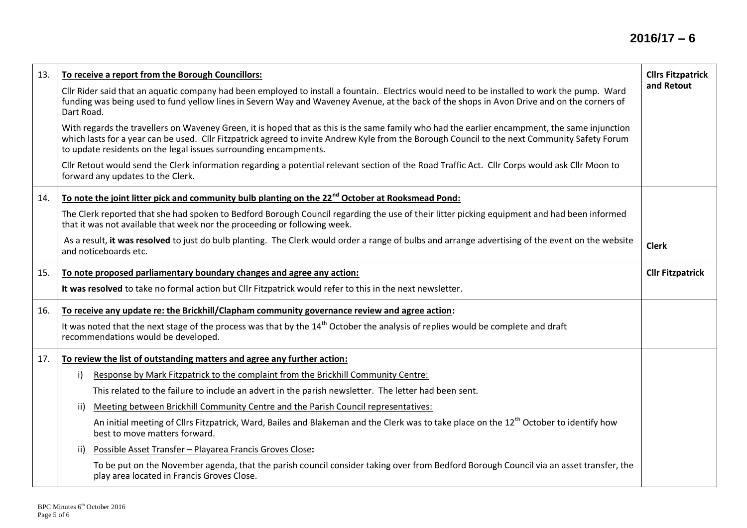| | | |
|---|---|---|
| 13. | **<u>To receive a report from the Borough Councillors:</u>**<br><br>Cllr Rider said that an aquatic company had been employed to install a fountain. Electrics would need to be installed to work the pump. Ward funding was being used to fund yellow lines in Severn Way and Waveney Avenue, at the back of the shops in Avon Drive and on the corners of Dart Road.<br><br>With regards the travellers on Waveney Green, it is hoped that as this is the same family who had the earlier encampment, the same injunction which lasts for a year can be used. Cllr Fitzpatrick agreed to invite Andrew Kyle from the Borough Council to the next Community Safety Forum to update residents on the legal issues surrounding encampments.<br><br>Cllr Retout would send the Clerk information regarding a potential relevant section of the Road Traffic Act. Cllr Corps would ask Cllr Moon to forward any updates to the Clerk. | **Cllrs Fitzpatrick and Retout** |
| 14. | **<u>To note the joint litter pick and community bulb planting on the 22nd October at Rooksmead Pond:</u>**<br><br>The Clerk reported that she had spoken to Bedford Borough Council regarding the use of their litter picking equipment and had been informed that it was not available that week nor the proceeding or following week.<br><br>As a result, **it was resolved** to just do bulb planting. The Clerk would order a range of bulbs and arrange advertising of the event on the website and noticeboards etc. | **Clerk** |
| 15. | **<u>To note proposed parliamentary boundary changes and agree any action:</u>**<br><br>**It was resolved** to take no formal action but Cllr Fitzpatrick would refer to this in the next newsletter. | **Cllr Fitzpatrick** |
| 16. | **<u>To receive any update re: the Brickhill/Clapham community governance review and agree action:</u>**<br><br>It was noted that the next stage of the process was that by the 14th October the analysis of replies would be complete and draft recommendations would be developed. | |
| 17. | **<u>To review the list of outstanding matters and agree any further action:</u>**<br><br>i) <u>Response by Mark Fitzpatrick to the complaint from the Brickhill Community Centre:</u><br><br>This related to the failure to include an advert in the parish newsletter. The letter had been sent.<br><br>ii) <u>Meeting between Brickhill Community Centre and the Parish Council representatives:</u><br><br>An initial meeting of Cllrs Fitzpatrick, Ward, Bailes and Blakeman and the Clerk was to take place on the 12th October to identify how best to move matters forward.<br><br>ii) <u>Possible Asset Transfer – Playarea Francis Groves Close</u>**:**<br><br>To be put on the November agenda, that the parish council consider taking over from Bedford Borough Council via an asset transfer, the play area located in Francis Groves Close. | |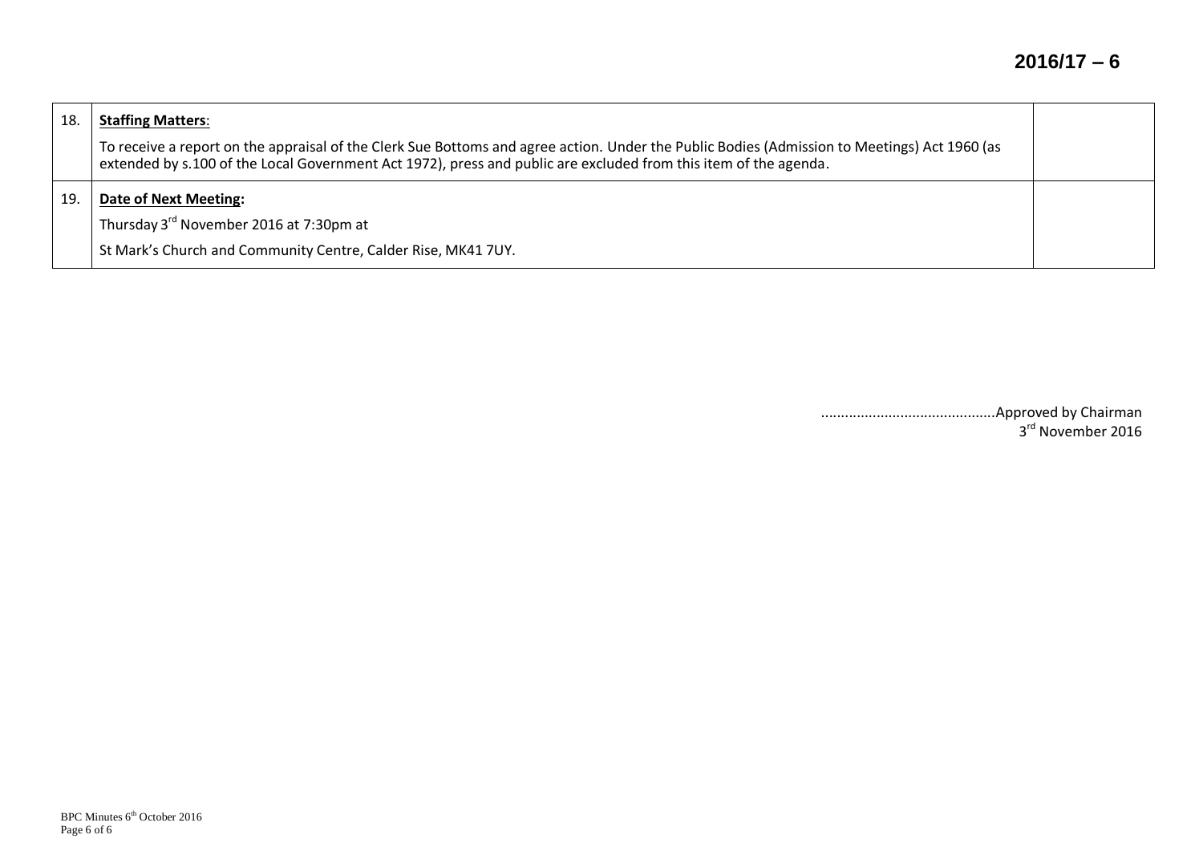| | | |
|---|---|---|
| 18. | **Staffing Matters**:<br>To receive a report on the appraisal of the Clerk Sue Bottoms and agree action. Under the Public Bodies (Admission to Meetings) Act 1960 (as extended by s.100 of the Local Government Act 1972), press and public are excluded from this item of the agenda. | |
| 19. | **Date of Next Meeting:**<br>Thursday 3rd November 2016 at 7:30pm at<br>St Mark's Church and Community Centre, Calder Rise, MK41 7UY. | |

...........................................Approved by Chairman
3rd November 2016